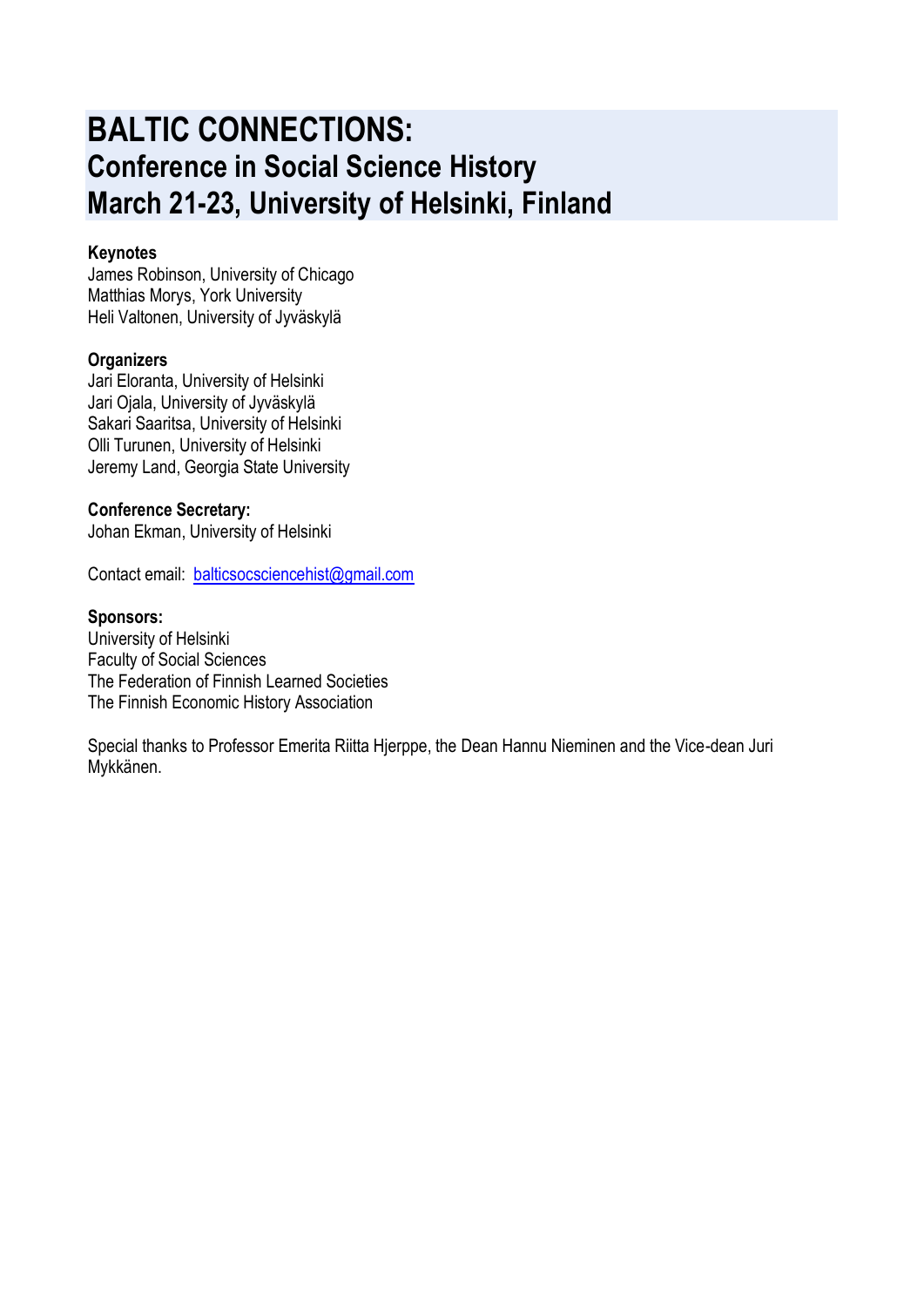# BALTIC CONNECTIONS:
## Conference in Social Science History
## March 21-23, University of Helsinki, Finland

**Keynotes**
James Robinson, University of Chicago
Matthias Morys, York University
Heli Valtonen, University of Jyväskylä

**Organizers**
Jari Eloranta, University of Helsinki
Jari Ojala, University of Jyväskylä
Sakari Saaritsa, University of Helsinki
Olli Turunen, University of Helsinki
Jeremy Land, Georgia State University

**Conference Secretary:**
Johan Ekman, University of Helsinki

Contact email: balticsocsciencehist@gmail.com

**Sponsors:**
University of Helsinki
Faculty of Social Sciences
The Federation of Finnish Learned Societies
The Finnish Economic History Association

Special thanks to Professor Emerita Riitta Hjerppe, the Dean Hannu Nieminen and the Vice-dean Juri Mykkänen.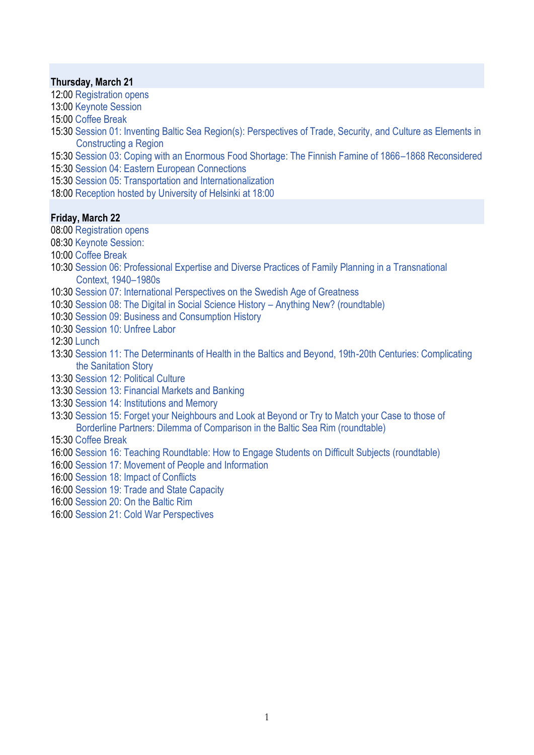**Thursday, March 21**

12:00 Registration opens
13:00 Keynote Session
15:00 Coffee Break
15:30 Session 01: Inventing Baltic Sea Region(s): Perspectives of Trade, Security, and Culture as Elements in Constructing a Region
15:30 Session 03: Coping with an Enormous Food Shortage: The Finnish Famine of 1866–1868 Reconsidered
15:30 Session 04: Eastern European Connections
15:30 Session 05: Transportation and Internationalization
18:00 Reception hosted by University of Helsinki at 18:00

**Friday, March 22**

08:00 Registration opens
08:30 Keynote Session:
10:00 Coffee Break
10:30 Session 06: Professional Expertise and Diverse Practices of Family Planning in a Transnational Context, 1940–1980s
10:30 Session 07: International Perspectives on the Swedish Age of Greatness
10:30 Session 08: The Digital in Social Science History – Anything New? (roundtable)
10:30 Session 09: Business and Consumption History
10:30 Session 10: Unfree Labor
12:30 Lunch
13:30 Session 11: The Determinants of Health in the Baltics and Beyond, 19th-20th Centuries: Complicating the Sanitation Story
13:30 Session 12: Political Culture
13:30 Session 13: Financial Markets and Banking
13:30 Session 14: Institutions and Memory
13:30 Session 15: Forget your Neighbours and Look at Beyond or Try to Match your Case to those of Borderline Partners: Dilemma of Comparison in the Baltic Sea Rim (roundtable)
15:30 Coffee Break
16:00 Session 16: Teaching Roundtable: How to Engage Students on Difficult Subjects (roundtable)
16:00 Session 17: Movement of People and Information
16:00 Session 18: Impact of Conflicts
16:00 Session 19: Trade and State Capacity
16:00 Session 20: On the Baltic Rim
16:00 Session 21: Cold War Perspectives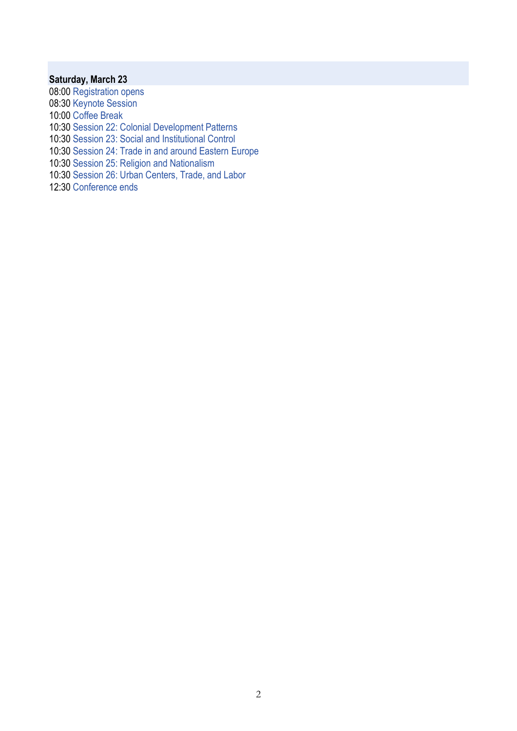**Saturday, March 23**

08:00 Registration opens
08:30 Keynote Session
10:00 Coffee Break
10:30 Session 22: Colonial Development Patterns
10:30 Session 23: Social and Institutional Control
10:30 Session 24: Trade in and around Eastern Europe
10:30 Session 25: Religion and Nationalism
10:30 Session 26: Urban Centers, Trade, and Labor
12:30 Conference ends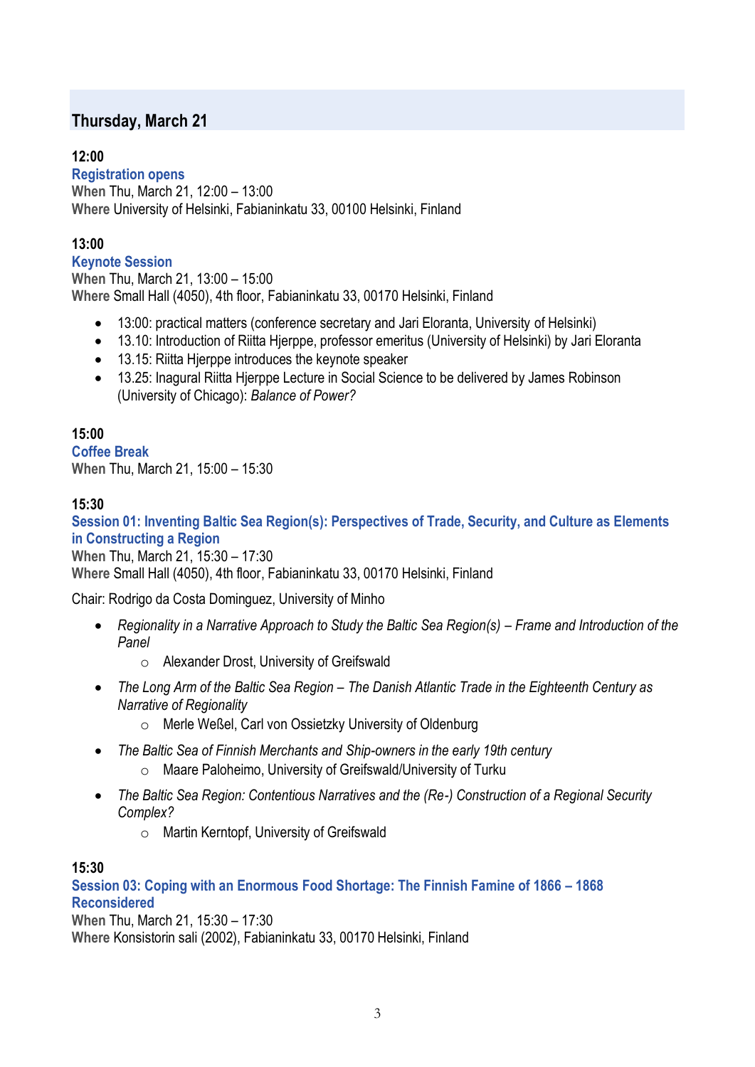## Thursday, March 21

### 12:00

**Registration opens**

**When** Thu, March 21, 12:00 – 13:00
**Where** University of Helsinki, Fabianinkatu 33, 00100 Helsinki, Finland

### 13:00

**Keynote Session**

**When** Thu, March 21, 13:00 – 15:00
**Where** Small Hall (4050), 4th floor, Fabianinkatu 33, 00170 Helsinki, Finland

- 13:00: practical matters (conference secretary and Jari Eloranta, University of Helsinki)
- 13.10: Introduction of Riitta Hjerppe, professor emeritus (University of Helsinki) by Jari Eloranta
- 13.15: Riitta Hjerppe introduces the keynote speaker
- 13.25: Inagural Riitta Hjerppe Lecture in Social Science to be delivered by James Robinson (University of Chicago): *Balance of Power?*

### 15:00

**Coffee Break**

**When** Thu, March 21, 15:00 – 15:30

### 15:30

**Session 01: Inventing Baltic Sea Region(s): Perspectives of Trade, Security, and Culture as Elements in Constructing a Region**

**When** Thu, March 21, 15:30 – 17:30
**Where** Small Hall (4050), 4th floor, Fabianinkatu 33, 00170 Helsinki, Finland

Chair: Rodrigo da Costa Dominguez, University of Minho

- *Regionality in a Narrative Approach to Study the Baltic Sea Region(s) – Frame and Introduction of the Panel*
  - Alexander Drost, University of Greifswald
- *The Long Arm of the Baltic Sea Region – The Danish Atlantic Trade in the Eighteenth Century as Narrative of Regionality*
  - Merle Weßel, Carl von Ossietzky University of Oldenburg
- *The Baltic Sea of Finnish Merchants and Ship-owners in the early 19th century*
  - Maare Paloheimo, University of Greifswald/University of Turku
- *The Baltic Sea Region: Contentious Narratives and the (Re-) Construction of a Regional Security Complex?*
  - Martin Kerntopf, University of Greifswald

### 15:30

**Session 03: Coping with an Enormous Food Shortage: The Finnish Famine of 1866 – 1868 Reconsidered**

**When** Thu, March 21, 15:30 – 17:30
**Where** Konsistorin sali (2002), Fabianinkatu 33, 00170 Helsinki, Finland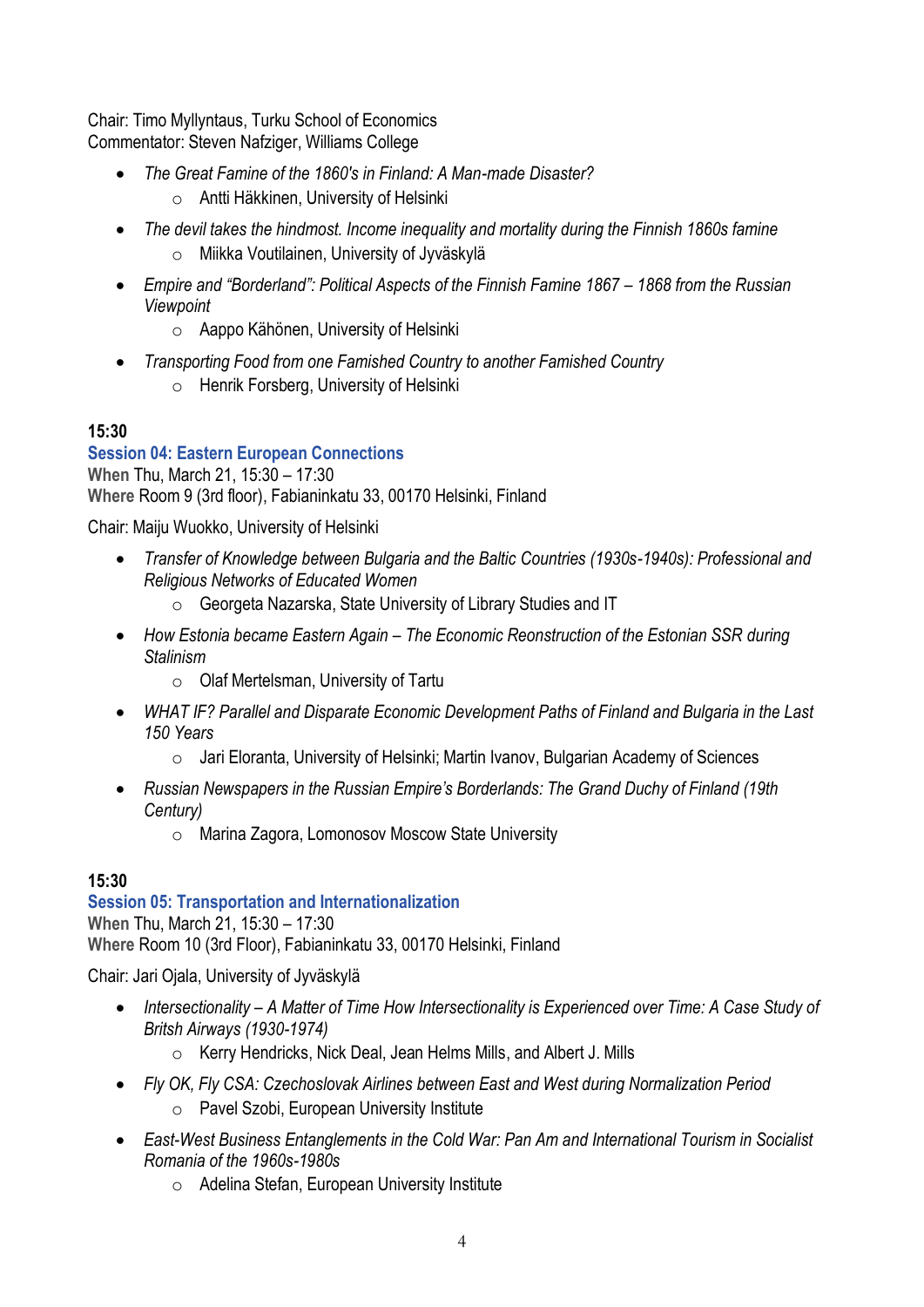Chair: Timo Myllyntaus, Turku School of Economics
Commentator: Steven Nafziger, Williams College

- *The Great Famine of the 1860's in Finland: A Man-made Disaster?*
    - Antti Häkkinen, University of Helsinki
- *The devil takes the hindmost. Income inequality and mortality during the Finnish 1860s famine*
    - Miikka Voutilainen, University of Jyväskylä
- *Empire and "Borderland": Political Aspects of the Finnish Famine 1867 – 1868 from the Russian Viewpoint*
    - Aappo Kähönen, University of Helsinki
- *Transporting Food from one Famished Country to another Famished Country*
    - Henrik Forsberg, University of Helsinki

### 15:30

**Session 04: Eastern European Connections**

**When** Thu, March 21, 15:30 – 17:30
**Where** Room 9 (3rd floor), Fabianinkatu 33, 00170 Helsinki, Finland

Chair: Maiju Wuokko, University of Helsinki

- *Transfer of Knowledge between Bulgaria and the Baltic Countries (1930s-1940s): Professional and Religious Networks of Educated Women*
    - Georgeta Nazarska, State University of Library Studies and IT
- *How Estonia became Eastern Again – The Economic Reonstruction of the Estonian SSR during Stalinism*
    - Olaf Mertelsman, University of Tartu
- *WHAT IF? Parallel and Disparate Economic Development Paths of Finland and Bulgaria in the Last 150 Years*
    - Jari Eloranta, University of Helsinki; Martin Ivanov, Bulgarian Academy of Sciences
- *Russian Newspapers in the Russian Empire's Borderlands: The Grand Duchy of Finland (19th Century)*
    - Marina Zagora, Lomonosov Moscow State University

### 15:30

**Session 05: Transportation and Internationalization**

**When** Thu, March 21, 15:30 – 17:30
**Where** Room 10 (3rd Floor), Fabianinkatu 33, 00170 Helsinki, Finland

Chair: Jari Ojala, University of Jyväskylä

- *Intersectionality – A Matter of Time How Intersectionality is Experienced over Time: A Case Study of Britsh Airways (1930-1974)*
    - Kerry Hendricks, Nick Deal, Jean Helms Mills, and Albert J. Mills
- *Fly OK, Fly CSA: Czechoslovak Airlines between East and West during Normalization Period*
    - Pavel Szobi, European University Institute
- *East-West Business Entanglements in the Cold War: Pan Am and International Tourism in Socialist Romania of the 1960s-1980s*
    - Adelina Stefan, European University Institute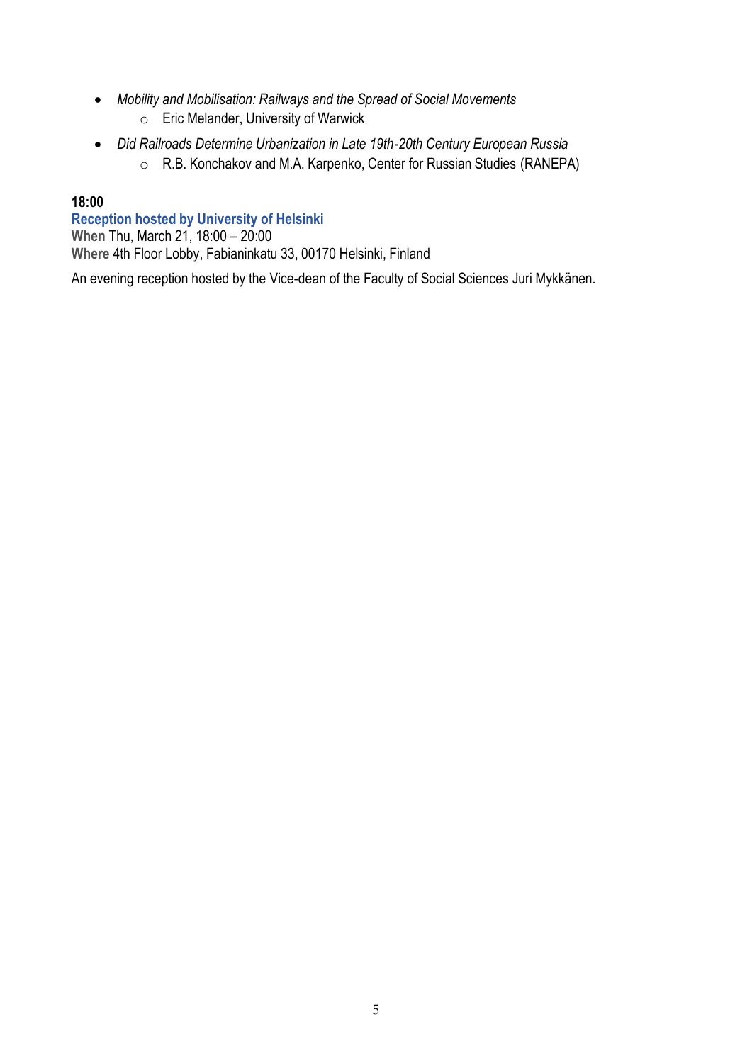- *Mobility and Mobilisation: Railways and the Spread of Social Movements*
    - Eric Melander, University of Warwick
- *Did Railroads Determine Urbanization in Late 19th-20th Century European Russia*
    - R.B. Konchakov and M.A. Karpenko, Center for Russian Studies (RANEPA)

**18:00**

**Reception hosted by University of Helsinki**

**When** Thu, March 21, 18:00 – 20:00

**Where** 4th Floor Lobby, Fabianinkatu 33, 00170 Helsinki, Finland

An evening reception hosted by the Vice-dean of the Faculty of Social Sciences Juri Mykkänen.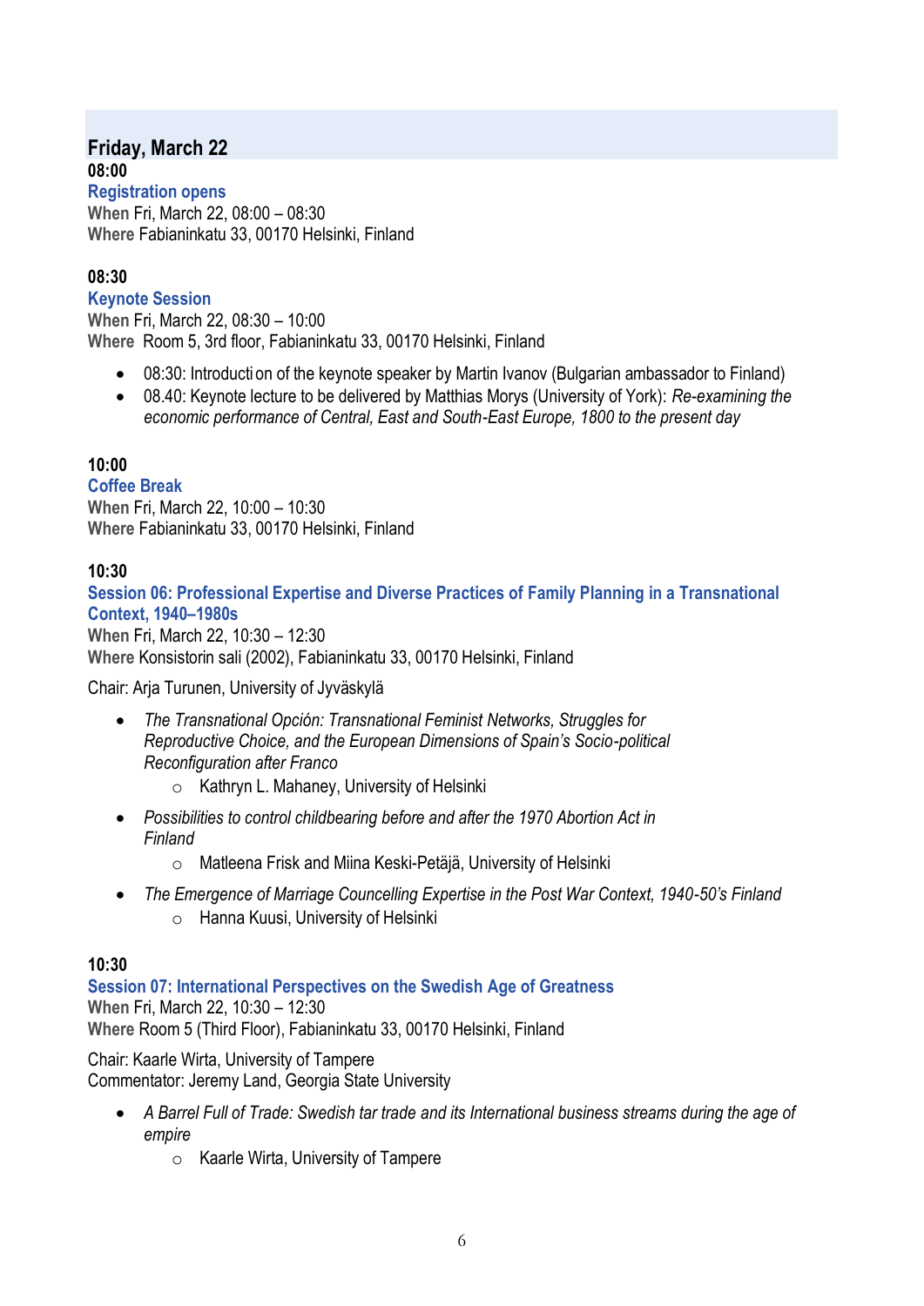## Friday, March 22

### 08:00

**Registration opens**

**When** Fri, March 22, 08:00 – 08:30
**Where** Fabianinkatu 33, 00170 Helsinki, Finland

### 08:30

**Keynote Session**

**When** Fri, March 22, 08:30 – 10:00
**Where** Room 5, 3rd floor, Fabianinkatu 33, 00170 Helsinki, Finland

- 08:30: Introduction of the keynote speaker by Martin Ivanov (Bulgarian ambassador to Finland)
- 08.40: Keynote lecture to be delivered by Matthias Morys (University of York): *Re-examining the economic performance of Central, East and South-East Europe, 1800 to the present day*

### 10:00

**Coffee Break**

**When** Fri, March 22, 10:00 – 10:30
**Where** Fabianinkatu 33, 00170 Helsinki, Finland

### 10:30

**Session 06: Professional Expertise and Diverse Practices of Family Planning in a Transnational Context, 1940–1980s**

**When** Fri, March 22, 10:30 – 12:30
**Where** Konsistorin sali (2002), Fabianinkatu 33, 00170 Helsinki, Finland

Chair: Arja Turunen, University of Jyväskylä

- *The Transnational Opción: Transnational Feminist Networks, Struggles for Reproductive Choice, and the European Dimensions of Spain's Socio-political Reconfiguration after Franco*
  - Kathryn L. Mahaney, University of Helsinki
- *Possibilities to control childbearing before and after the 1970 Abortion Act in Finland*
  - Matleena Frisk and Miina Keski-Petäjä, University of Helsinki
- *The Emergence of Marriage Councelling Expertise in the Post War Context, 1940-50's Finland*
  - Hanna Kuusi, University of Helsinki

### 10:30

**Session 07: International Perspectives on the Swedish Age of Greatness**

**When** Fri, March 22, 10:30 – 12:30
**Where** Room 5 (Third Floor), Fabianinkatu 33, 00170 Helsinki, Finland

Chair: Kaarle Wirta, University of Tampere
Commentator: Jeremy Land, Georgia State University

- *A Barrel Full of Trade: Swedish tar trade and its International business streams during the age of empire*
  - Kaarle Wirta, University of Tampere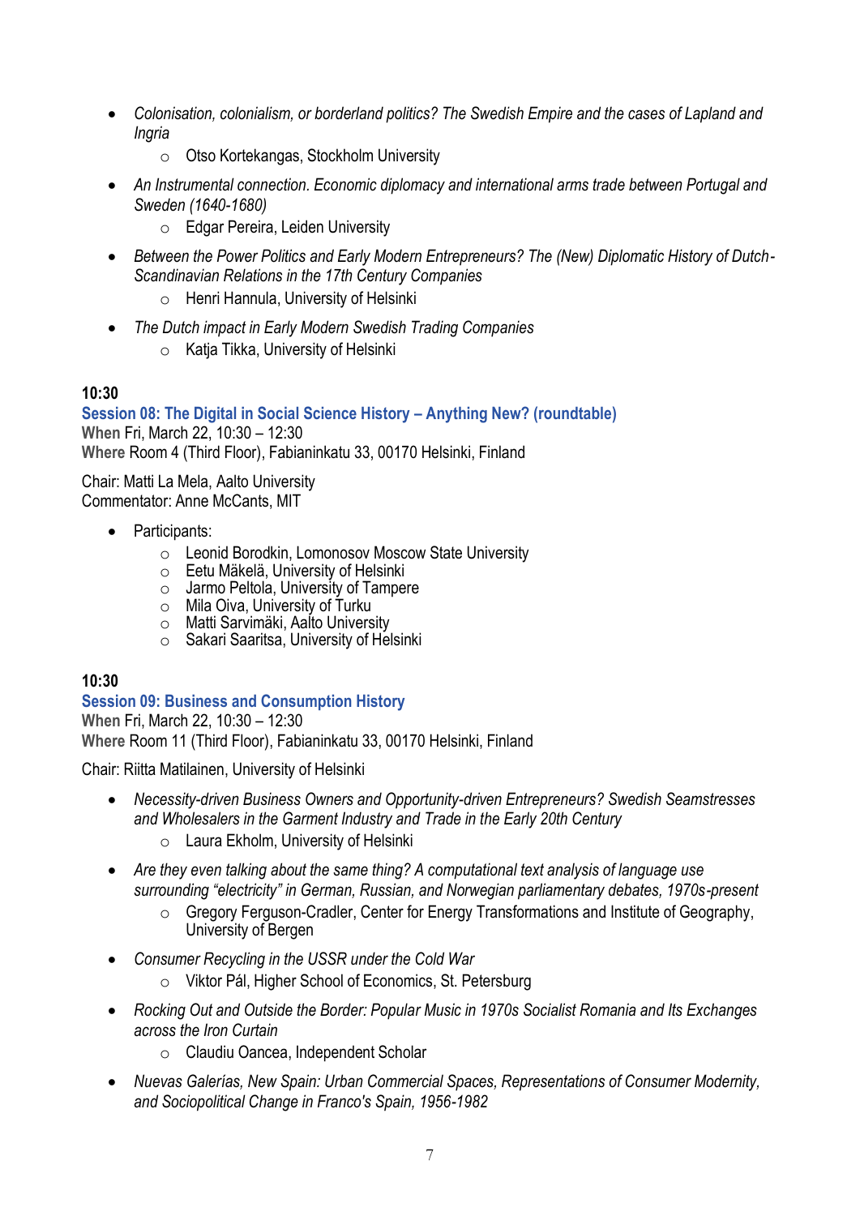- *Colonisation, colonialism, or borderland politics? The Swedish Empire and the cases of Lapland and Ingria*
    - Otso Kortekangas, Stockholm University
- *An Instrumental connection. Economic diplomacy and international arms trade between Portugal and Sweden (1640-1680)*
    - Edgar Pereira, Leiden University
- *Between the Power Politics and Early Modern Entrepreneurs? The (New) Diplomatic History of Dutch-Scandinavian Relations in the 17th Century Companies*
    - Henri Hannula, University of Helsinki
- *The Dutch impact in Early Modern Swedish Trading Companies*
    - Katja Tikka, University of Helsinki

**10:30**

### Session 08: The Digital in Social Science History – Anything New? (roundtable)

**When** Fri, March 22, 10:30 – 12:30
**Where** Room 4 (Third Floor), Fabianinkatu 33, 00170 Helsinki, Finland

Chair: Matti La Mela, Aalto University
Commentator: Anne McCants, MIT

- Participants:
    - Leonid Borodkin, Lomonosov Moscow State University
    - Eetu Mäkelä, University of Helsinki
    - Jarmo Peltola, University of Tampere
    - Mila Oiva, University of Turku
    - Matti Sarvimäki, Aalto University
    - Sakari Saaritsa, University of Helsinki

**10:30**

### Session 09: Business and Consumption History

**When** Fri, March 22, 10:30 – 12:30
**Where** Room 11 (Third Floor), Fabianinkatu 33, 00170 Helsinki, Finland

Chair: Riitta Matilainen, University of Helsinki

- *Necessity-driven Business Owners and Opportunity-driven Entrepreneurs? Swedish Seamstresses and Wholesalers in the Garment Industry and Trade in the Early 20th Century*
    - Laura Ekholm, University of Helsinki
- *Are they even talking about the same thing? A computational text analysis of language use surrounding "electricity" in German, Russian, and Norwegian parliamentary debates, 1970s-present*
    - Gregory Ferguson-Cradler, Center for Energy Transformations and Institute of Geography, University of Bergen
- *Consumer Recycling in the USSR under the Cold War*
    - Viktor Pál, Higher School of Economics, St. Petersburg
- *Rocking Out and Outside the Border: Popular Music in 1970s Socialist Romania and Its Exchanges across the Iron Curtain*
    - Claudiu Oancea, Independent Scholar
- *Nuevas Galerías, New Spain: Urban Commercial Spaces, Representations of Consumer Modernity, and Sociopolitical Change in Franco's Spain, 1956-1982*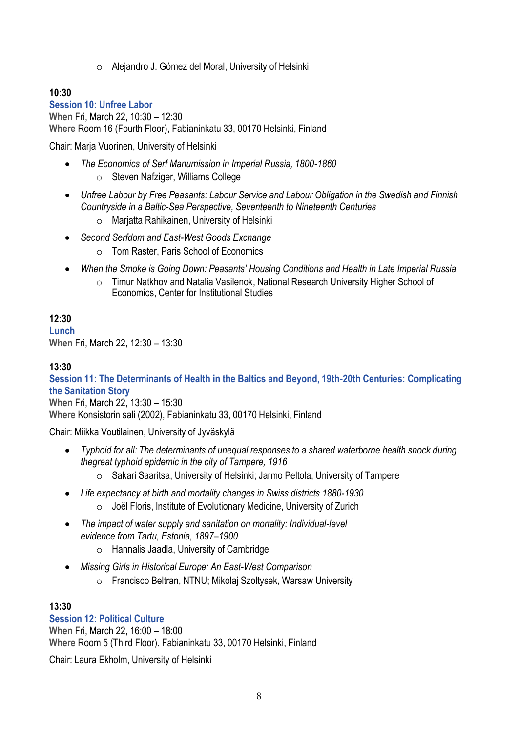- Alejandro J. Gómez del Moral, University of Helsinki

**10:30**

### Session 10: Unfree Labor

**When** Fri, March 22, 10:30 – 12:30
**Where** Room 16 (Fourth Floor), Fabianinkatu 33, 00170 Helsinki, Finland

Chair: Marja Vuorinen, University of Helsinki

- *The Economics of Serf Manumission in Imperial Russia, 1800-1860*
  - Steven Nafziger, Williams College
- *Unfree Labour by Free Peasants: Labour Service and Labour Obligation in the Swedish and Finnish Countryside in a Baltic-Sea Perspective, Seventeenth to Nineteenth Centuries*
  - Marjatta Rahikainen, University of Helsinki
- *Second Serfdom and East-West Goods Exchange*
  - Tom Raster, Paris School of Economics
- *When the Smoke is Going Down: Peasants' Housing Conditions and Health in Late Imperial Russia*
  - Timur Natkhov and Natalia Vasilenok, National Research University Higher School of Economics, Center for Institutional Studies

**12:30**

### Lunch

**When** Fri, March 22, 12:30 – 13:30

**13:30**

### Session 11: The Determinants of Health in the Baltics and Beyond, 19th-20th Centuries: Complicating the Sanitation Story

**When** Fri, March 22, 13:30 – 15:30
**Where** Konsistorin sali (2002), Fabianinkatu 33, 00170 Helsinki, Finland

Chair: Miikka Voutilainen, University of Jyväskylä

- *Typhoid for all: The determinants of unequal responses to a shared waterborne health shock during thegreat typhoid epidemic in the city of Tampere, 1916*
  - Sakari Saaritsa, University of Helsinki; Jarmo Peltola, University of Tampere
- *Life expectancy at birth and mortality changes in Swiss districts 1880-1930*
  - Joël Floris, Institute of Evolutionary Medicine, University of Zurich
- *The impact of water supply and sanitation on mortality: Individual-level evidence from Tartu, Estonia, 1897–1900*
  - Hannalis Jaadla, University of Cambridge
- *Missing Girls in Historical Europe: An East-West Comparison*
  - Francisco Beltran, NTNU; Mikolaj Szoltysek, Warsaw University

**13:30**

### Session 12: Political Culture

**When** Fri, March 22, 16:00 – 18:00
**Where** Room 5 (Third Floor), Fabianinkatu 33, 00170 Helsinki, Finland

Chair: Laura Ekholm, University of Helsinki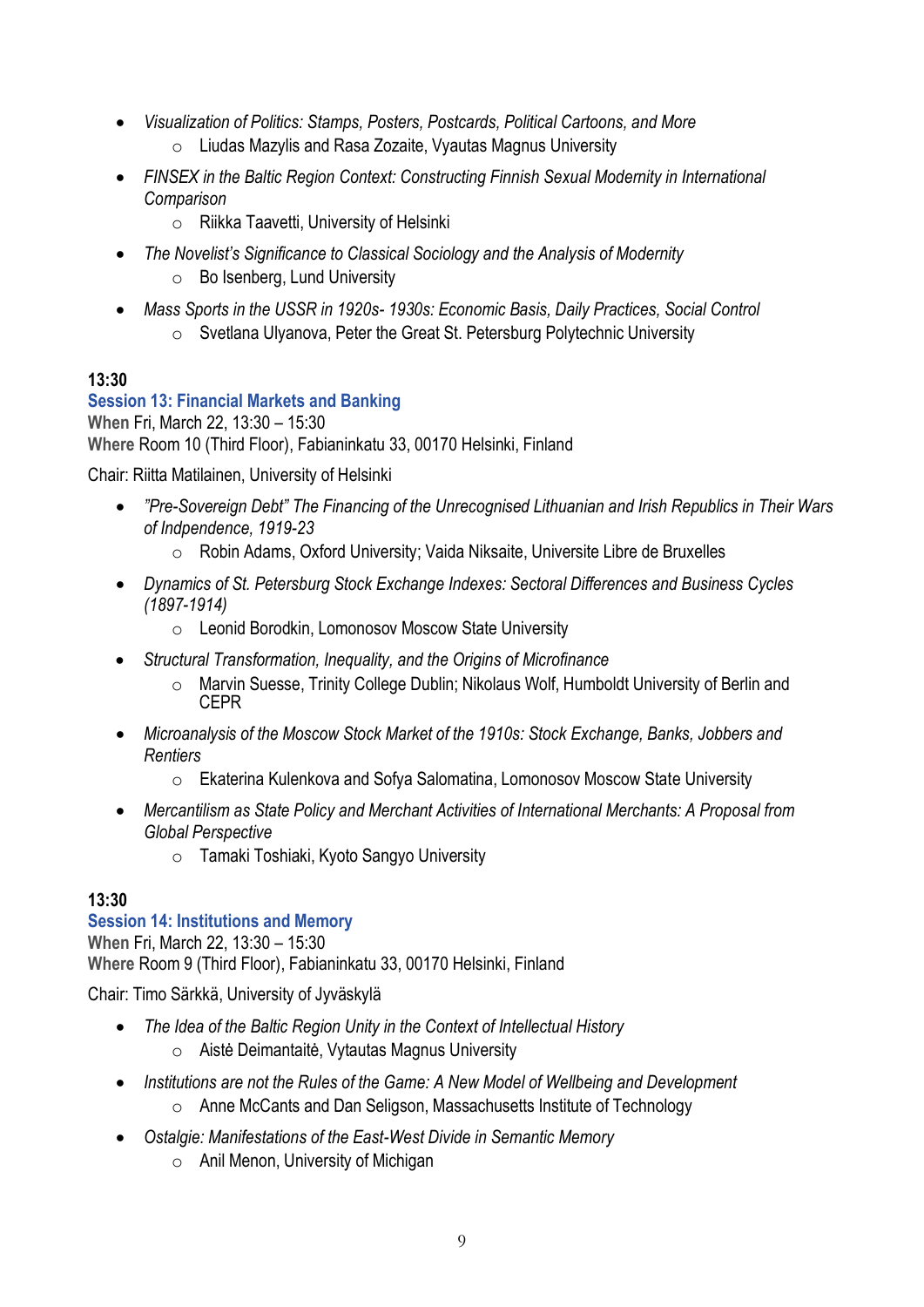- *Visualization of Politics: Stamps, Posters, Postcards, Political Cartoons, and More*
    - Liudas Mazylis and Rasa Zozaite, Vyautas Magnus University
- *FINSEX in the Baltic Region Context: Constructing Finnish Sexual Modernity in International Comparison*
    - Riikka Taavetti, University of Helsinki
- *The Novelist's Significance to Classical Sociology and the Analysis of Modernity*
    - Bo Isenberg, Lund University
- *Mass Sports in the USSR in 1920s- 1930s: Economic Basis, Daily Practices, Social Control*
    - Svetlana Ulyanova, Peter the Great St. Petersburg Polytechnic University

**13:30**

### Session 13: Financial Markets and Banking

**When** Fri, March 22, 13:30 – 15:30
**Where** Room 10 (Third Floor), Fabianinkatu 33, 00170 Helsinki, Finland

Chair: Riitta Matilainen, University of Helsinki

- *"Pre-Sovereign Debt" The Financing of the Unrecognised Lithuanian and Irish Republics in Their Wars of Indpendence, 1919-23*
    - Robin Adams, Oxford University; Vaida Niksaite, Universite Libre de Bruxelles
- *Dynamics of St. Petersburg Stock Exchange Indexes: Sectoral Differences and Business Cycles (1897-1914)*
    - Leonid Borodkin, Lomonosov Moscow State University
- *Structural Transformation, Inequality, and the Origins of Microfinance*
    - Marvin Suesse, Trinity College Dublin; Nikolaus Wolf, Humboldt University of Berlin and CEPR
- *Microanalysis of the Moscow Stock Market of the 1910s: Stock Exchange, Banks, Jobbers and Rentiers*
    - Ekaterina Kulenkova and Sofya Salomatina, Lomonosov Moscow State University
- *Mercantilism as State Policy and Merchant Activities of International Merchants: A Proposal from Global Perspective*
    - Tamaki Toshiaki, Kyoto Sangyo University

**13:30**

### Session 14: Institutions and Memory

**When** Fri, March 22, 13:30 – 15:30
**Where** Room 9 (Third Floor), Fabianinkatu 33, 00170 Helsinki, Finland

Chair: Timo Särkkä, University of Jyväskylä

- *The Idea of the Baltic Region Unity in the Context of Intellectual History*
    - Aistė Deimantaitė, Vytautas Magnus University
- *Institutions are not the Rules of the Game: A New Model of Wellbeing and Development*
    - Anne McCants and Dan Seligson, Massachusetts Institute of Technology
- *Ostalgie: Manifestations of the East-West Divide in Semantic Memory*
    - Anil Menon, University of Michigan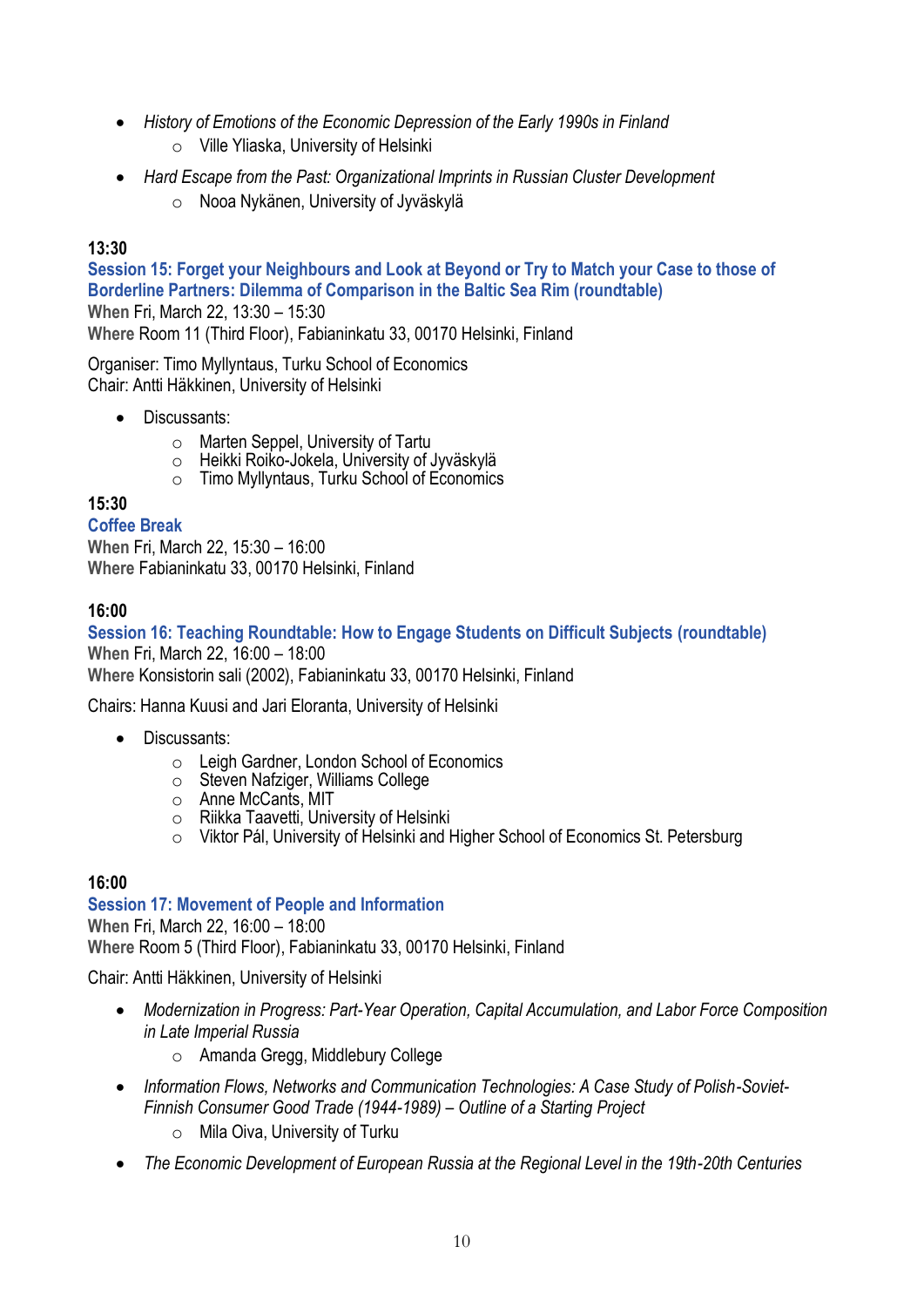- *History of Emotions of the Economic Depression of the Early 1990s in Finland*
    - Ville Yliaska, University of Helsinki
- *Hard Escape from the Past: Organizational Imprints in Russian Cluster Development*
    - Nooa Nykänen, University of Jyväskylä

### 13:30

**Session 15: Forget your Neighbours and Look at Beyond or Try to Match your Case to those of Borderline Partners: Dilemma of Comparison in the Baltic Sea Rim (roundtable)**
**When** Fri, March 22, 13:30 – 15:30
**Where** Room 11 (Third Floor), Fabianinkatu 33, 00170 Helsinki, Finland

Organiser: Timo Myllyntaus, Turku School of Economics
Chair: Antti Häkkinen, University of Helsinki

- Discussants:
    - Marten Seppel, University of Tartu
    - Heikki Roiko-Jokela, University of Jyväskylä
    - Timo Myllyntaus, Turku School of Economics

### 15:30

**Coffee Break**
**When** Fri, March 22, 15:30 – 16:00
**Where** Fabianinkatu 33, 00170 Helsinki, Finland

### 16:00

**Session 16: Teaching Roundtable: How to Engage Students on Difficult Subjects (roundtable)**
**When** Fri, March 22, 16:00 – 18:00
**Where** Konsistorin sali (2002), Fabianinkatu 33, 00170 Helsinki, Finland

Chairs: Hanna Kuusi and Jari Eloranta, University of Helsinki

- Discussants:
    - Leigh Gardner, London School of Economics
    - Steven Nafziger, Williams College
    - Anne McCants, MIT
    - Riikka Taavetti, University of Helsinki
    - Viktor Pál, University of Helsinki and Higher School of Economics St. Petersburg

### 16:00

**Session 17: Movement of People and Information**
**When** Fri, March 22, 16:00 – 18:00
**Where** Room 5 (Third Floor), Fabianinkatu 33, 00170 Helsinki, Finland

Chair: Antti Häkkinen, University of Helsinki

- *Modernization in Progress: Part-Year Operation, Capital Accumulation, and Labor Force Composition in Late Imperial Russia*
    - Amanda Gregg, Middlebury College
- *Information Flows, Networks and Communication Technologies: A Case Study of Polish-Soviet-Finnish Consumer Good Trade (1944-1989) – Outline of a Starting Project*
    - Mila Oiva, University of Turku
- *The Economic Development of European Russia at the Regional Level in the 19th-20th Centuries*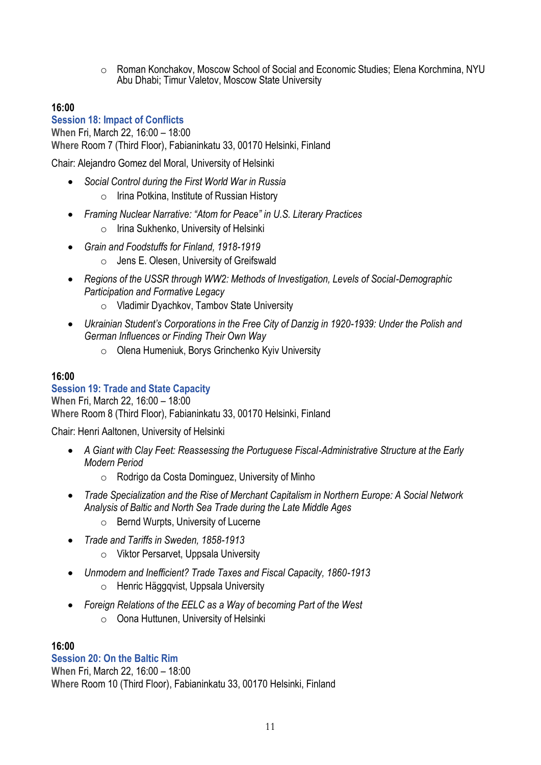- Roman Konchakov, Moscow School of Social and Economic Studies; Elena Korchmina, NYU Abu Dhabi; Timur Valetov, Moscow State University

**16:00**

### Session 18: Impact of Conflicts

**When** Fri, March 22, 16:00 – 18:00
**Where** Room 7 (Third Floor), Fabianinkatu 33, 00170 Helsinki, Finland

Chair: Alejandro Gomez del Moral, University of Helsinki

- *Social Control during the First World War in Russia*
  - Irina Potkina, Institute of Russian History
- *Framing Nuclear Narrative: "Atom for Peace" in U.S. Literary Practices*
  - Irina Sukhenko, University of Helsinki
- *Grain and Foodstuffs for Finland, 1918-1919*
  - Jens E. Olesen, University of Greifswald
- *Regions of the USSR through WW2: Methods of Investigation, Levels of Social-Demographic Participation and Formative Legacy*
  - Vladimir Dyachkov, Tambov State University
- *Ukrainian Student's Corporations in the Free City of Danzig in 1920-1939: Under the Polish and German Influences or Finding Their Own Way*
  - Olena Humeniuk, Borys Grinchenko Kyiv University

**16:00**

### Session 19: Trade and State Capacity

**When** Fri, March 22, 16:00 – 18:00
**Where** Room 8 (Third Floor), Fabianinkatu 33, 00170 Helsinki, Finland

Chair: Henri Aaltonen, University of Helsinki

- *A Giant with Clay Feet: Reassessing the Portuguese Fiscal-Administrative Structure at the Early Modern Period*
  - Rodrigo da Costa Dominguez, University of Minho
- *Trade Specialization and the Rise of Merchant Capitalism in Northern Europe: A Social Network Analysis of Baltic and North Sea Trade during the Late Middle Ages*
  - Bernd Wurpts, University of Lucerne
- *Trade and Tariffs in Sweden, 1858-1913*
  - Viktor Persarvet, Uppsala University
- *Unmodern and Inefficient? Trade Taxes and Fiscal Capacity, 1860-1913*
  - Henric Häggqvist, Uppsala University
- *Foreign Relations of the EELC as a Way of becoming Part of the West*
  - Oona Huttunen, University of Helsinki

**16:00**

### Session 20: On the Baltic Rim

**When** Fri, March 22, 16:00 – 18:00
**Where** Room 10 (Third Floor), Fabianinkatu 33, 00170 Helsinki, Finland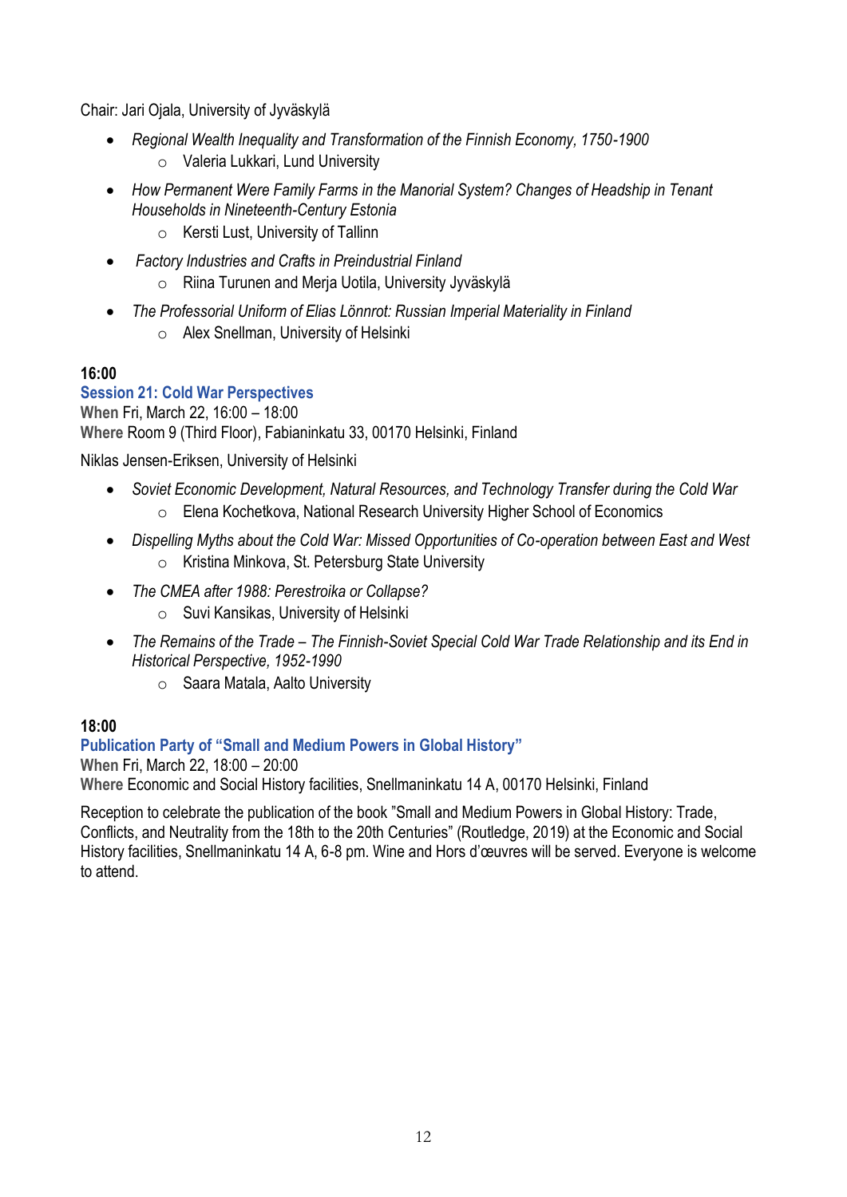Chair: Jari Ojala, University of Jyväskylä

- *Regional Wealth Inequality and Transformation of the Finnish Economy, 1750-1900*
    - Valeria Lukkari, Lund University
- *How Permanent Were Family Farms in the Manorial System? Changes of Headship in Tenant Households in Nineteenth-Century Estonia*
    - Kersti Lust, University of Tallinn
- *Factory Industries and Crafts in Preindustrial Finland*
    - Riina Turunen and Merja Uotila, University Jyväskylä
- *The Professorial Uniform of Elias Lönnrot: Russian Imperial Materiality in Finland*
    - Alex Snellman, University of Helsinki

**16:00**

**Session 21: Cold War Perspectives**

**When** Fri, March 22, 16:00 – 18:00

**Where** Room 9 (Third Floor), Fabianinkatu 33, 00170 Helsinki, Finland

Niklas Jensen-Eriksen, University of Helsinki

- *Soviet Economic Development, Natural Resources, and Technology Transfer during the Cold War*
    - Elena Kochetkova, National Research University Higher School of Economics
- *Dispelling Myths about the Cold War: Missed Opportunities of Co-operation between East and West*
    - Kristina Minkova, St. Petersburg State University
- *The CMEA after 1988: Perestroika or Collapse?*
    - Suvi Kansikas, University of Helsinki
- *The Remains of the Trade – The Finnish-Soviet Special Cold War Trade Relationship and its End in Historical Perspective, 1952-1990*
    - Saara Matala, Aalto University

**18:00**

**Publication Party of "Small and Medium Powers in Global History"**

**When** Fri, March 22, 18:00 – 20:00

**Where** Economic and Social History facilities, Snellmaninkatu 14 A, 00170 Helsinki, Finland

Reception to celebrate the publication of the book "Small and Medium Powers in Global History: Trade, Conflicts, and Neutrality from the 18th to the 20th Centuries" (Routledge, 2019) at the Economic and Social History facilities, Snellmaninkatu 14 A, 6-8 pm. Wine and Hors d'œuvres will be served. Everyone is welcome to attend.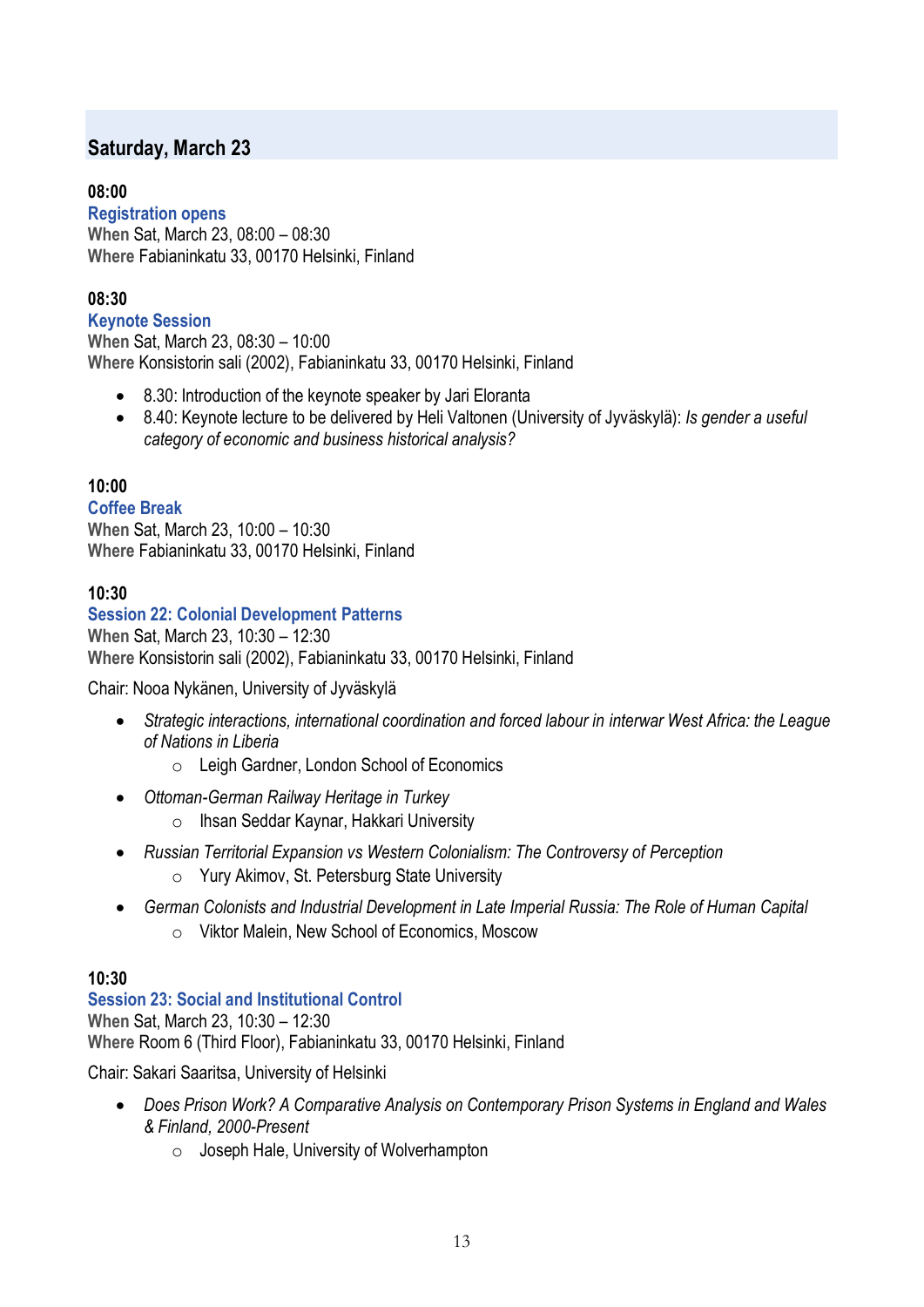## Saturday, March 23

### 08:00

**Registration opens**

**When** Sat, March 23, 08:00 – 08:30
**Where** Fabianinkatu 33, 00170 Helsinki, Finland

### 08:30

**Keynote Session**

**When** Sat, March 23, 08:30 – 10:00
**Where** Konsistorin sali (2002), Fabianinkatu 33, 00170 Helsinki, Finland

- 8.30: Introduction of the keynote speaker by Jari Eloranta
- 8.40: Keynote lecture to be delivered by Heli Valtonen (University of Jyväskylä): *Is gender a useful category of economic and business historical analysis?*

### 10:00

**Coffee Break**

**When** Sat, March 23, 10:00 – 10:30
**Where** Fabianinkatu 33, 00170 Helsinki, Finland

### 10:30

**Session 22: Colonial Development Patterns**

**When** Sat, March 23, 10:30 – 12:30
**Where** Konsistorin sali (2002), Fabianinkatu 33, 00170 Helsinki, Finland

Chair: Nooa Nykänen, University of Jyväskylä

- *Strategic interactions, international coordination and forced labour in interwar West Africa: the League of Nations in Liberia*
  - Leigh Gardner, London School of Economics
- *Ottoman-German Railway Heritage in Turkey*
  - Ihsan Seddar Kaynar, Hakkari University
- *Russian Territorial Expansion vs Western Colonialism: The Controversy of Perception*
  - Yury Akimov, St. Petersburg State University
- *German Colonists and Industrial Development in Late Imperial Russia: The Role of Human Capital*
  - Viktor Malein, New School of Economics, Moscow

### 10:30

**Session 23: Social and Institutional Control**

**When** Sat, March 23, 10:30 – 12:30
**Where** Room 6 (Third Floor), Fabianinkatu 33, 00170 Helsinki, Finland

Chair: Sakari Saaritsa, University of Helsinki

- *Does Prison Work? A Comparative Analysis on Contemporary Prison Systems in England and Wales & Finland, 2000-Present*
  - Joseph Hale, University of Wolverhampton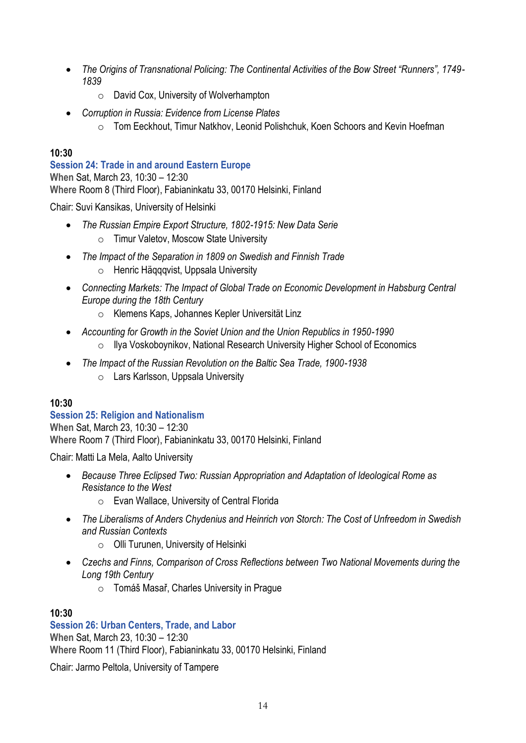- *The Origins of Transnational Policing: The Continental Activities of the Bow Street "Runners", 1749-1839*
  - David Cox, University of Wolverhampton
- *Corruption in Russia: Evidence from License Plates*
  - Tom Eeckhout, Timur Natkhov, Leonid Polishchuk, Koen Schoors and Kevin Hoefman

**10:30**

### Session 24: Trade in and around Eastern Europe

**When** Sat, March 23, 10:30 – 12:30
**Where** Room 8 (Third Floor), Fabianinkatu 33, 00170 Helsinki, Finland

Chair: Suvi Kansikas, University of Helsinki

- *The Russian Empire Export Structure, 1802-1915: New Data Serie*
  - Timur Valetov, Moscow State University
- *The Impact of the Separation in 1809 on Swedish and Finnish Trade*
  - Henric Häqqqvist, Uppsala University
- *Connecting Markets: The Impact of Global Trade on Economic Development in Habsburg Central Europe during the 18th Century*
  - Klemens Kaps, Johannes Kepler Universität Linz
- *Accounting for Growth in the Soviet Union and the Union Republics in 1950-1990*
  - Ilya Voskoboynikov, National Research University Higher School of Economics
- *The Impact of the Russian Revolution on the Baltic Sea Trade, 1900-1938*
  - Lars Karlsson, Uppsala University

**10:30**

### Session 25: Religion and Nationalism

**When** Sat, March 23, 10:30 – 12:30
**Where** Room 7 (Third Floor), Fabianinkatu 33, 00170 Helsinki, Finland

Chair: Matti La Mela, Aalto University

- *Because Three Eclipsed Two: Russian Appropriation and Adaptation of Ideological Rome as Resistance to the West*
  - Evan Wallace, University of Central Florida
- *The Liberalisms of Anders Chydenius and Heinrich von Storch: The Cost of Unfreedom in Swedish and Russian Contexts*
  - Olli Turunen, University of Helsinki
- *Czechs and Finns, Comparison of Cross Reflections between Two National Movements during the Long 19th Century*
  - Tomáš Masař, Charles University in Prague

**10:30**

### Session 26: Urban Centers, Trade, and Labor

**When** Sat, March 23, 10:30 – 12:30
**Where** Room 11 (Third Floor), Fabianinkatu 33, 00170 Helsinki, Finland

Chair: Jarmo Peltola, University of Tampere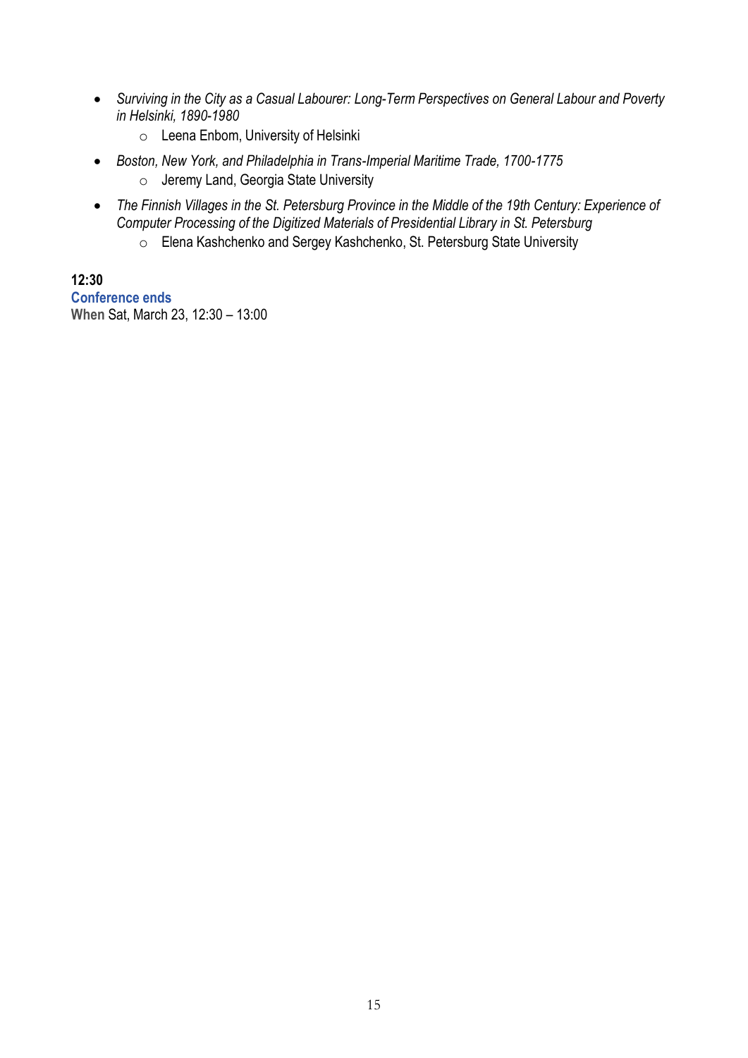- *Surviving in the City as a Casual Labourer: Long-Term Perspectives on General Labour and Poverty in Helsinki, 1890-1980*
    - Leena Enbom, University of Helsinki
- *Boston, New York, and Philadelphia in Trans-Imperial Maritime Trade, 1700-1775*
    - Jeremy Land, Georgia State University
- *The Finnish Villages in the St. Petersburg Province in the Middle of the 19th Century: Experience of Computer Processing of the Digitized Materials of Presidential Library in St. Petersburg*
    - Elena Kashchenko and Sergey Kashchenko, St. Petersburg State University

**12:30**

**Conference ends**

**When** Sat, March 23, 12:30 – 13:00